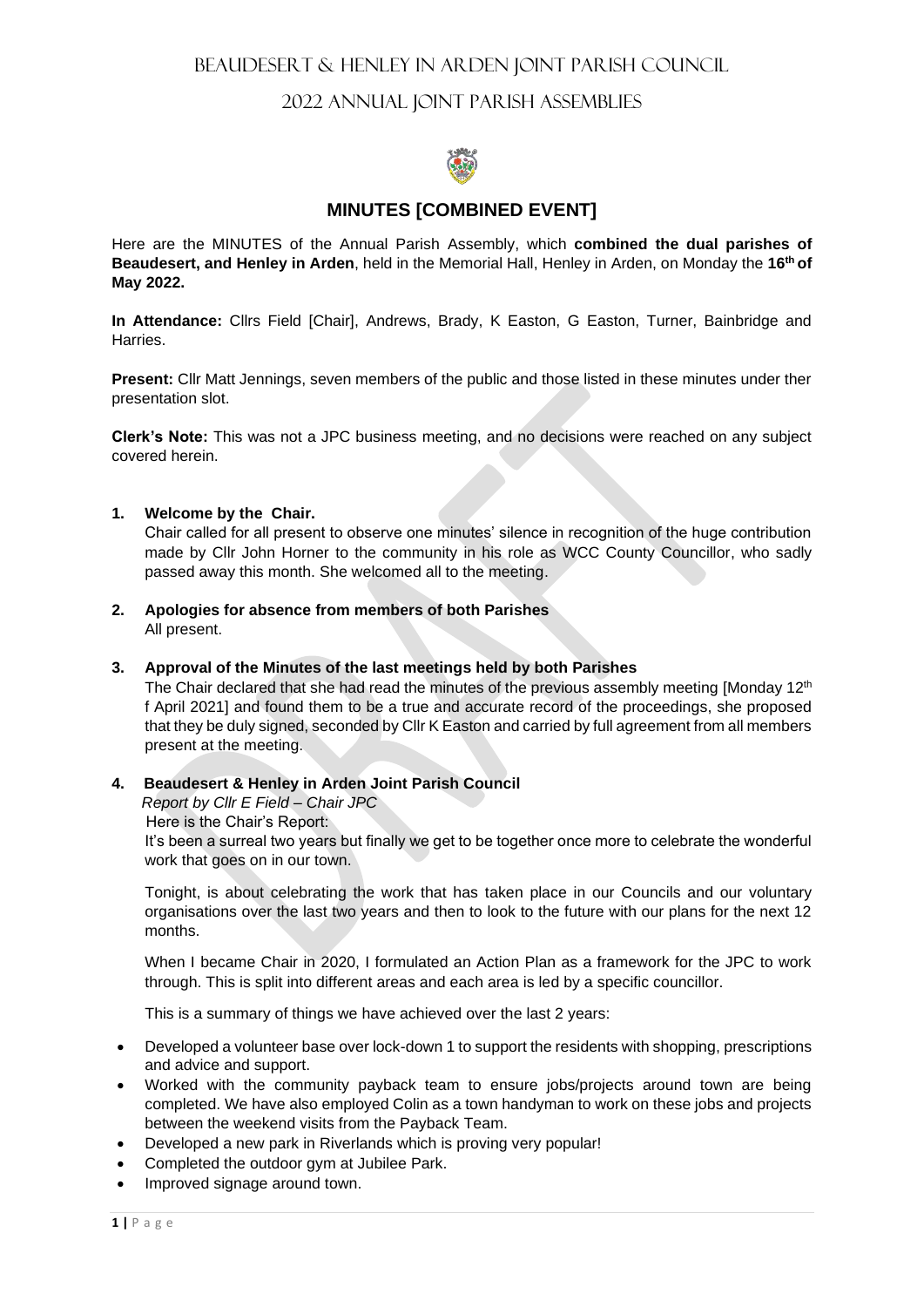# Beaudesert & Henley in Arden Joint Parish Council

## 2022 Annual Joint Parish Assemblies

## MINUTES [COMBINED EVENT]

Here are the MINUTES of the Annual Parish Assembly, which **combined the dual parishes of Beaudesert, and Henley in Arden**, held in the Memorial Hall, Henley in Arden, on Monday the **16th of May 2022.**

**In Attendance:** Cllrs Field [Chair], Andrews, Brady, K Easton, G Easton, Turner, Bainbridge and Harries.

**Present:** Cllr Matt Jennings, seven members of the public and those listed in these minutes under ther presentation slot.

**Clerk's Note:** This was not a JPC business meeting, and no decisions were reached on any subject covered herein.

**1. Welcome by the Chair.**

Chair called for all present to observe one minutes' silence in recognition of the huge contribution made by Cllr John Horner to the community in his role as WCC County Councillor, who sadly passed away this month. She welcomed all to the meeting.

**2. Apologies for absence from members of both Parishes**

All present.

**3. Approval of the Minutes of the last meetings held by both Parishes**

The Chair declared that she had read the minutes of the previous assembly meeting [Monday 12th f April 2021] and found them to be a true and accurate record of the proceedings, she proposed that they be duly signed, seconded by Cllr K Easton and carried by full agreement from all members present at the meeting.

**4. Beaudesert & Henley in Arden Joint Parish Council**

*Report by Cllr E Field – Chair JPC*

Here is the Chair's Report:

It's been a surreal two years but finally we get to be together once more to celebrate the wonderful work that goes on in our town.

Tonight, is about celebrating the work that has taken place in our Councils and our voluntary organisations over the last two years and then to look to the future with our plans for the next 12 months.

When I became Chair in 2020, I formulated an Action Plan as a framework for the JPC to work through. This is split into different areas and each area is led by a specific councillor.

This is a summary of things we have achieved over the last 2 years:

- Developed a volunteer base over lock-down 1 to support the residents with shopping, prescriptions and advice and support.
- Worked with the community payback team to ensure jobs/projects around town are being completed. We have also employed Colin as a town handyman to work on these jobs and projects between the weekend visits from the Payback Team.
- Developed a new park in Riverlands which is proving very popular!
- Completed the outdoor gym at Jubilee Park.
- Improved signage around town.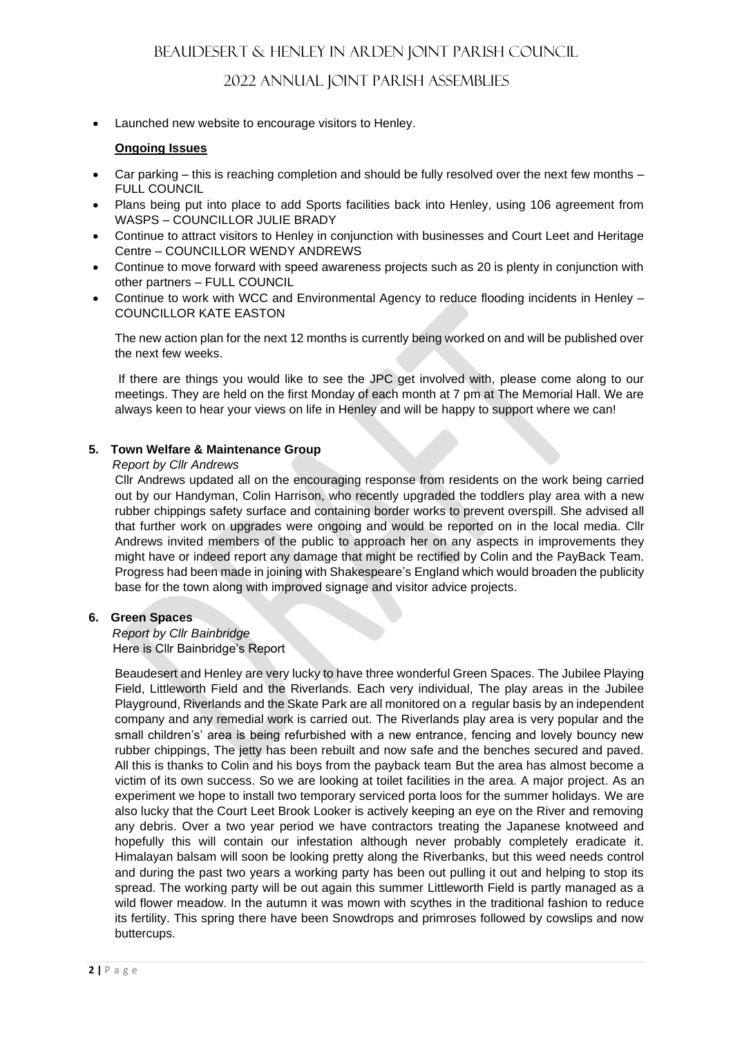- Launched new website to encourage visitors to Henley.

**Ongoing Issues**

- Car parking – this is reaching completion and should be fully resolved over the next few months – FULL COUNCIL
- Plans being put into place to add Sports facilities back into Henley, using 106 agreement from WASPS – COUNCILLOR JULIE BRADY
- Continue to attract visitors to Henley in conjunction with businesses and Court Leet and Heritage Centre – COUNCILLOR WENDY ANDREWS
- Continue to move forward with speed awareness projects such as 20 is plenty in conjunction with other partners – FULL COUNCIL
- Continue to work with WCC and Environmental Agency to reduce flooding incidents in Henley – COUNCILLOR KATE EASTON

The new action plan for the next 12 months is currently being worked on and will be published over the next few weeks.

If there are things you would like to see the JPC get involved with, please come along to our meetings. They are held on the first Monday of each month at 7 pm at The Memorial Hall. We are always keen to hear your views on life in Henley and will be happy to support where we can!

**5. Town Welfare & Maintenance Group**

*Report by Cllr Andrews*

Cllr Andrews updated all on the encouraging response from residents on the work being carried out by our Handyman, Colin Harrison, who recently upgraded the toddlers play area with a new rubber chippings safety surface and containing border works to prevent overspill. She advised all that further work on upgrades were ongoing and would be reported on in the local media. Cllr Andrews invited members of the public to approach her on any aspects in improvements they might have or indeed report any damage that might be rectified by Colin and the PayBack Team. Progress had been made in joining with Shakespeare's England which would broaden the publicity base for the town along with improved signage and visitor advice projects.

**6. Green Spaces**

*Report by Cllr Bainbridge*

Here is Cllr Bainbridge's Report

Beaudesert and Henley are very lucky to have three wonderful Green Spaces. The Jubilee Playing Field, Littleworth Field and the Riverlands. Each very individual, The play areas in the Jubilee Playground, Riverlands and the Skate Park are all monitored on a regular basis by an independent company and any remedial work is carried out. The Riverlands play area is very popular and the small children's' area is being refurbished with a new entrance, fencing and lovely bouncy new rubber chippings, The jetty has been rebuilt and now safe and the benches secured and paved. All this is thanks to Colin and his boys from the payback team But the area has almost become a victim of its own success. So we are looking at toilet facilities in the area. A major project. As an experiment we hope to install two temporary serviced porta loos for the summer holidays. We are also lucky that the Court Leet Brook Looker is actively keeping an eye on the River and removing any debris. Over a two year period we have contractors treating the Japanese knotweed and hopefully this will contain our infestation although never probably completely eradicate it. Himalayan balsam will soon be looking pretty along the Riverbanks, but this weed needs control and during the past two years a working party has been out pulling it out and helping to stop its spread. The working party will be out again this summer Littleworth Field is partly managed as a wild flower meadow. In the autumn it was mown with scythes in the traditional fashion to reduce its fertility. This spring there have been Snowdrops and primroses followed by cowslips and now buttercups.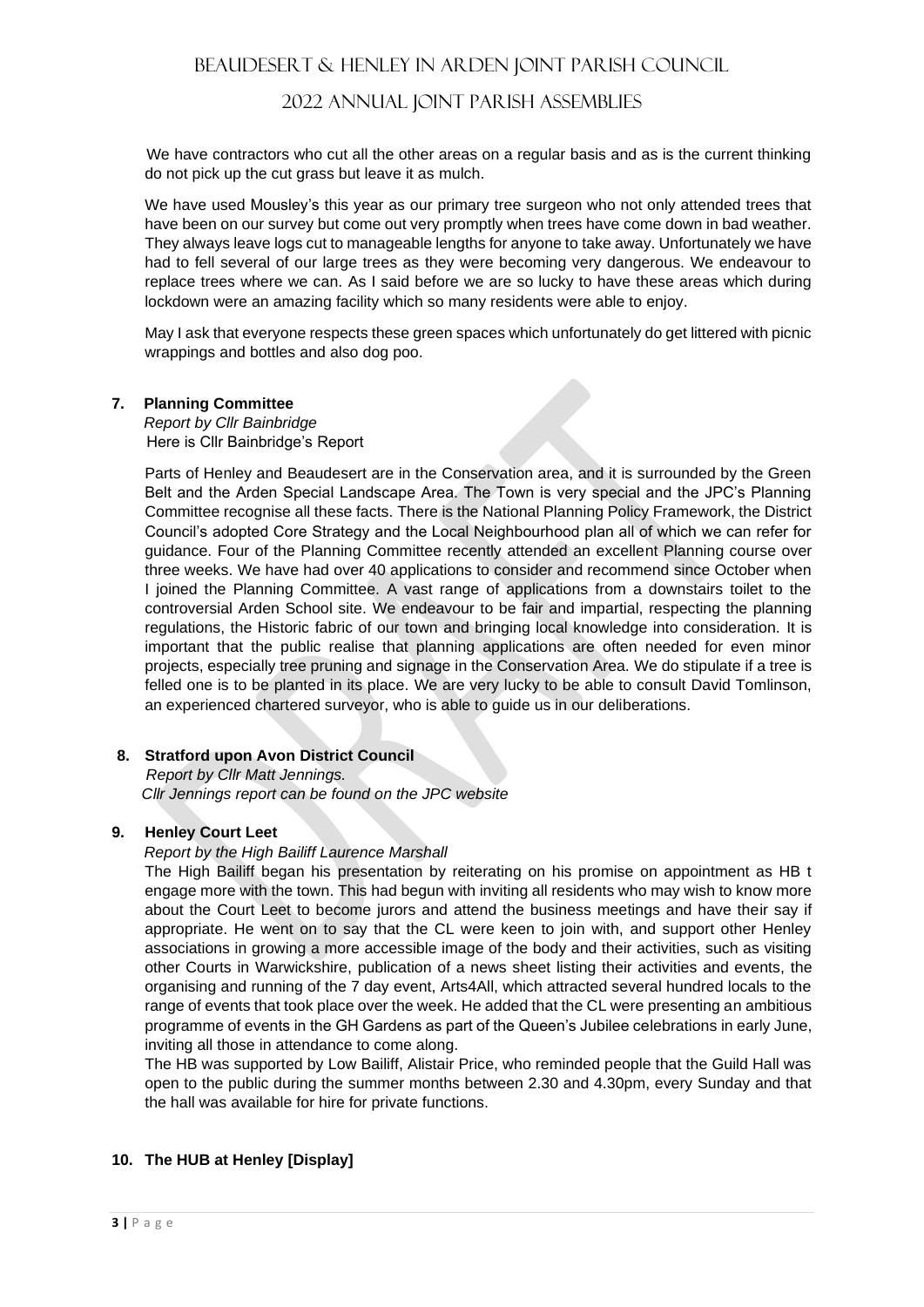We have contractors who cut all the other areas on a regular basis and as is the current thinking do not pick up the cut grass but leave it as mulch.

We have used Mousley's this year as our primary tree surgeon who not only attended trees that have been on our survey but come out very promptly when trees have come down in bad weather. They always leave logs cut to manageable lengths for anyone to take away. Unfortunately we have had to fell several of our large trees as they were becoming very dangerous. We endeavour to replace trees where we can. As I said before we are so lucky to have these areas which during lockdown were an amazing facility which so many residents were able to enjoy.

May I ask that everyone respects these green spaces which unfortunately do get littered with picnic wrappings and bottles and also dog poo.

**7. Planning Committee**

*Report by Cllr Bainbridge*
Here is Cllr Bainbridge's Report

Parts of Henley and Beaudesert are in the Conservation area, and it is surrounded by the Green Belt and the Arden Special Landscape Area. The Town is very special and the JPC's Planning Committee recognise all these facts. There is the National Planning Policy Framework, the District Council's adopted Core Strategy and the Local Neighbourhood plan all of which we can refer for guidance. Four of the Planning Committee recently attended an excellent Planning course over three weeks. We have had over 40 applications to consider and recommend since October when I joined the Planning Committee. A vast range of applications from a downstairs toilet to the controversial Arden School site. We endeavour to be fair and impartial, respecting the planning regulations, the Historic fabric of our town and bringing local knowledge into consideration. It is important that the public realise that planning applications are often needed for even minor projects, especially tree pruning and signage in the Conservation Area. We do stipulate if a tree is felled one is to be planted in its place. We are very lucky to be able to consult David Tomlinson, an experienced chartered surveyor, who is able to guide us in our deliberations.

**8. Stratford upon Avon District Council**

*Report by Cllr Matt Jennings.*
*Cllr Jennings report can be found on the JPC website*

**9. Henley Court Leet**

*Report by the High Bailiff Laurence Marshall*

The High Bailiff began his presentation by reiterating on his promise on appointment as HB t engage more with the town. This had begun with inviting all residents who may wish to know more about the Court Leet to become jurors and attend the business meetings and have their say if appropriate. He went on to say that the CL were keen to join with, and support other Henley associations in growing a more accessible image of the body and their activities, such as visiting other Courts in Warwickshire, publication of a news sheet listing their activities and events, the organising and running of the 7 day event, Arts4All, which attracted several hundred locals to the range of events that took place over the week. He added that the CL were presenting an ambitious programme of events in the GH Gardens as part of the Queen's Jubilee celebrations in early June, inviting all those in attendance to come along.

The HB was supported by Low Bailiff, Alistair Price, who reminded people that the Guild Hall was open to the public during the summer months between 2.30 and 4.30pm, every Sunday and that the hall was available for hire for private functions.

**10. The HUB at Henley [Display]**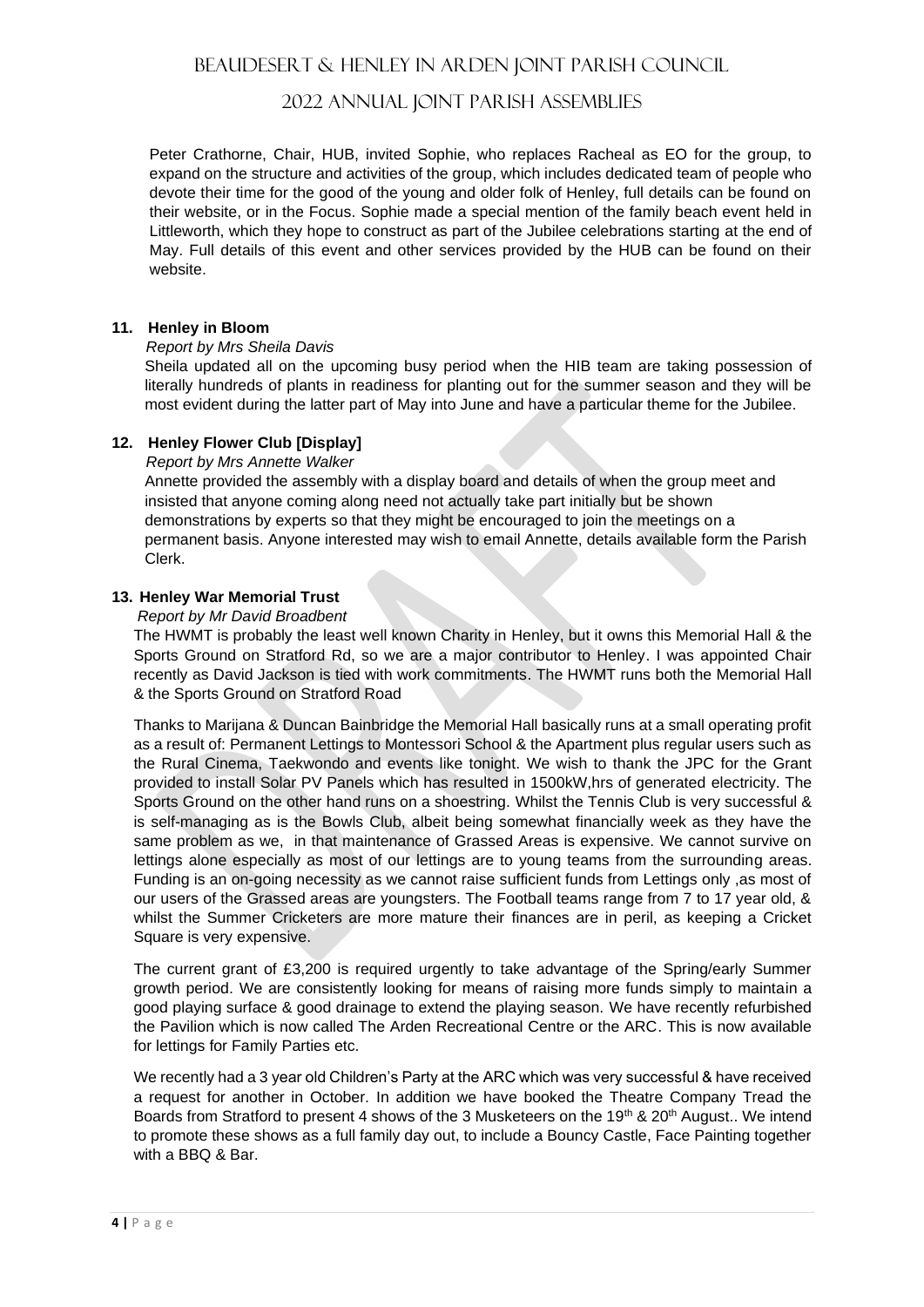Peter Crathorne, Chair, HUB, invited Sophie, who replaces Racheal as EO for the group, to expand on the structure and activities of the group, which includes dedicated team of people who devote their time for the good of the young and older folk of Henley, full details can be found on their website, or in the Focus. Sophie made a special mention of the family beach event held in Littleworth, which they hope to construct as part of the Jubilee celebrations starting at the end of May. Full details of this event and other services provided by the HUB can be found on their website.

**11. Henley in Bloom**

*Report by Mrs Sheila Davis*

Sheila updated all on the upcoming busy period when the HIB team are taking possession of literally hundreds of plants in readiness for planting out for the summer season and they will be most evident during the latter part of May into June and have a particular theme for the Jubilee.

**12. Henley Flower Club [Display]**

*Report by Mrs Annette Walker*

Annette provided the assembly with a display board and details of when the group meet and insisted that anyone coming along need not actually take part initially but be shown demonstrations by experts so that they might be encouraged to join the meetings on a permanent basis. Anyone interested may wish to email Annette, details available form the Parish Clerk.

**13. Henley War Memorial Trust**

*Report by Mr David Broadbent*

The HWMT is probably the least well known Charity in Henley, but it owns this Memorial Hall & the Sports Ground on Stratford Rd, so we are a major contributor to Henley. I was appointed Chair recently as David Jackson is tied with work commitments. The HWMT runs both the Memorial Hall & the Sports Ground on Stratford Road

Thanks to Marijana & Duncan Bainbridge the Memorial Hall basically runs at a small operating profit as a result of: Permanent Lettings to Montessori School & the Apartment plus regular users such as the Rural Cinema, Taekwondo and events like tonight. We wish to thank the JPC for the Grant provided to install Solar PV Panels which has resulted in 1500kW,hrs of generated electricity. The Sports Ground on the other hand runs on a shoestring. Whilst the Tennis Club is very successful & is self-managing as is the Bowls Club, albeit being somewhat financially week as they have the same problem as we, in that maintenance of Grassed Areas is expensive. We cannot survive on lettings alone especially as most of our lettings are to young teams from the surrounding areas. Funding is an on-going necessity as we cannot raise sufficient funds from Lettings only ,as most of our users of the Grassed areas are youngsters. The Football teams range from 7 to 17 year old, & whilst the Summer Cricketers are more mature their finances are in peril, as keeping a Cricket Square is very expensive.

The current grant of £3,200 is required urgently to take advantage of the Spring/early Summer growth period. We are consistently looking for means of raising more funds simply to maintain a good playing surface & good drainage to extend the playing season. We have recently refurbished the Pavilion which is now called The Arden Recreational Centre or the ARC. This is now available for lettings for Family Parties etc.

We recently had a 3 year old Children's Party at the ARC which was very successful & have received a request for another in October. In addition we have booked the Theatre Company Tread the Boards from Stratford to present 4 shows of the 3 Musketeers on the 19th & 20th August.. We intend to promote these shows as a full family day out, to include a Bouncy Castle, Face Painting together with a BBQ & Bar.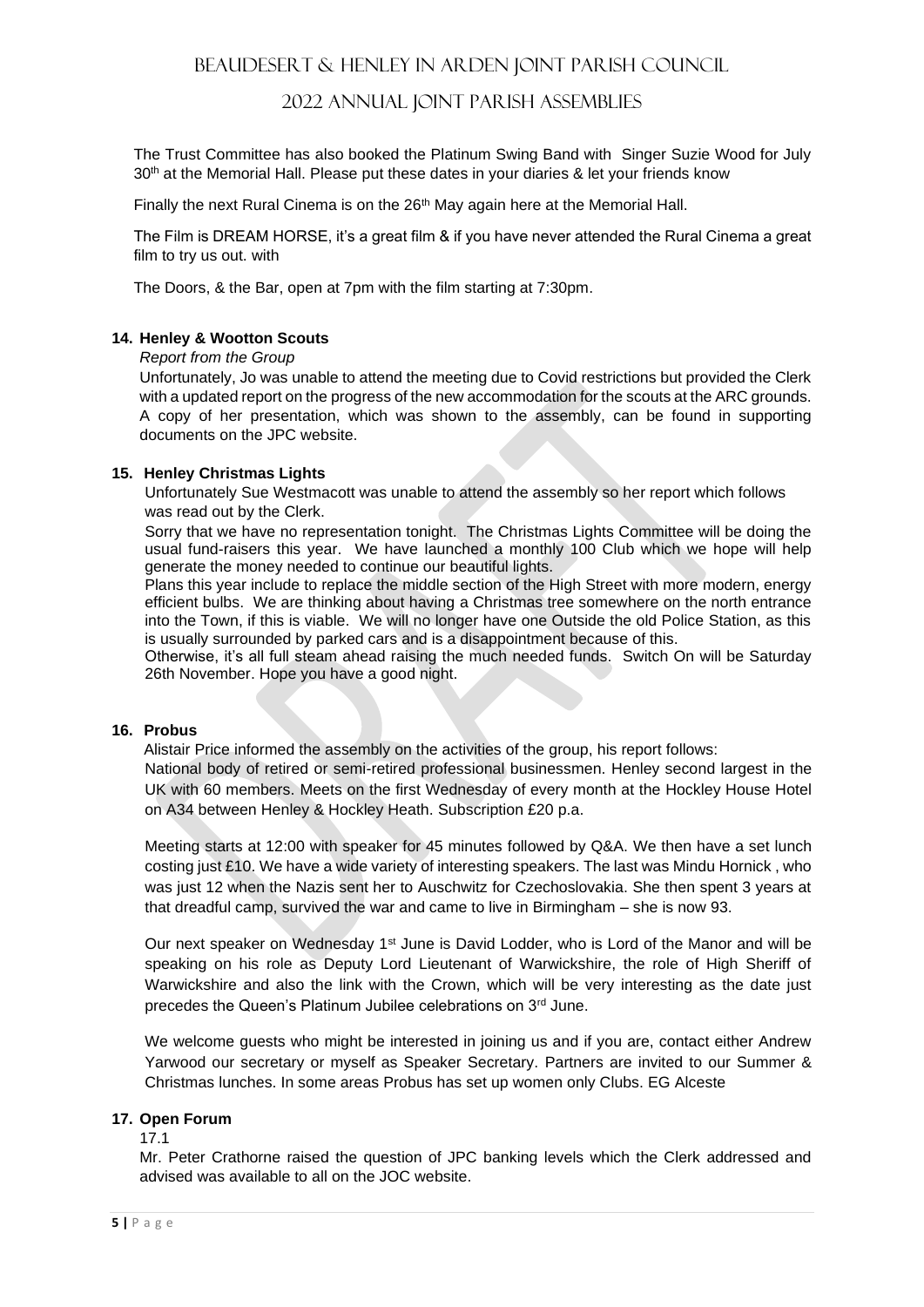The Trust Committee has also booked the Platinum Swing Band with Singer Suzie Wood for July 30th at the Memorial Hall. Please put these dates in your diaries & let your friends know

Finally the next Rural Cinema is on the 26th May again here at the Memorial Hall.

The Film is DREAM HORSE, it's a great film & if you have never attended the Rural Cinema a great film to try us out. with

The Doors, & the Bar, open at 7pm with the film starting at 7:30pm.

**14. Henley & Wootton Scouts**

*Report from the Group*

Unfortunately, Jo was unable to attend the meeting due to Covid restrictions but provided the Clerk with a updated report on the progress of the new accommodation for the scouts at the ARC grounds. A copy of her presentation, which was shown to the assembly, can be found in supporting documents on the JPC website.

**15. Henley Christmas Lights**

Unfortunately Sue Westmacott was unable to attend the assembly so her report which follows was read out by the Clerk.

Sorry that we have no representation tonight. The Christmas Lights Committee will be doing the usual fund-raisers this year. We have launched a monthly 100 Club which we hope will help generate the money needed to continue our beautiful lights.

Plans this year include to replace the middle section of the High Street with more modern, energy efficient bulbs. We are thinking about having a Christmas tree somewhere on the north entrance into the Town, if this is viable. We will no longer have one Outside the old Police Station, as this is usually surrounded by parked cars and is a disappointment because of this.

Otherwise, it's all full steam ahead raising the much needed funds. Switch On will be Saturday 26th November. Hope you have a good night.

**16. Probus**

Alistair Price informed the assembly on the activities of the group, his report follows:

National body of retired or semi-retired professional businessmen. Henley second largest in the UK with 60 members. Meets on the first Wednesday of every month at the Hockley House Hotel on A34 between Henley & Hockley Heath. Subscription £20 p.a.

Meeting starts at 12:00 with speaker for 45 minutes followed by Q&A. We then have a set lunch costing just £10. We have a wide variety of interesting speakers. The last was Mindu Hornick , who was just 12 when the Nazis sent her to Auschwitz for Czechoslovakia. She then spent 3 years at that dreadful camp, survived the war and came to live in Birmingham – she is now 93.

Our next speaker on Wednesday 1st June is David Lodder, who is Lord of the Manor and will be speaking on his role as Deputy Lord Lieutenant of Warwickshire, the role of High Sheriff of Warwickshire and also the link with the Crown, which will be very interesting as the date just precedes the Queen's Platinum Jubilee celebrations on 3rd June.

We welcome guests who might be interested in joining us and if you are, contact either Andrew Yarwood our secretary or myself as Speaker Secretary. Partners are invited to our Summer & Christmas lunches. In some areas Probus has set up women only Clubs. EG Alceste

**17. Open Forum**

17.1

Mr. Peter Crathorne raised the question of JPC banking levels which the Clerk addressed and advised was available to all on the JOC website.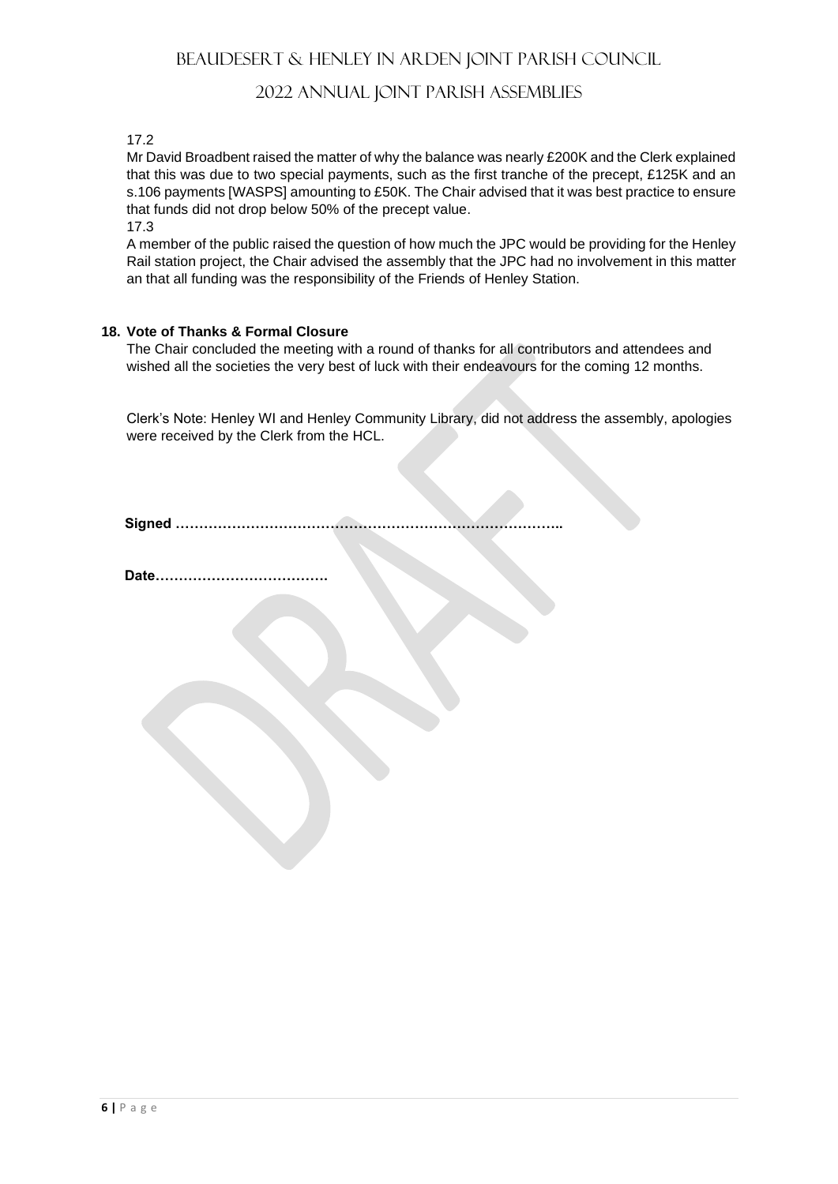17.2

Mr David Broadbent raised the matter of why the balance was nearly £200K and the Clerk explained that this was due to two special payments, such as the first tranche of the precept, £125K and an s.106 payments [WASPS] amounting to £50K. The Chair advised that it was best practice to ensure that funds did not drop below 50% of the precept value.

17.3

A member of the public raised the question of how much the JPC would be providing for the Henley Rail station project, the Chair advised the assembly that the JPC had no involvement in this matter an that all funding was the responsibility of the Friends of Henley Station.

**18. Vote of Thanks & Formal Closure**

The Chair concluded the meeting with a round of thanks for all contributors and attendees and wished all the societies the very best of luck with their endeavours for the coming 12 months.

Clerk's Note: Henley WI and Henley Community Library, did not address the assembly, apologies were received by the Clerk from the HCL.

**Signed ………………………………………………………………………..**

**Date……………………………….**